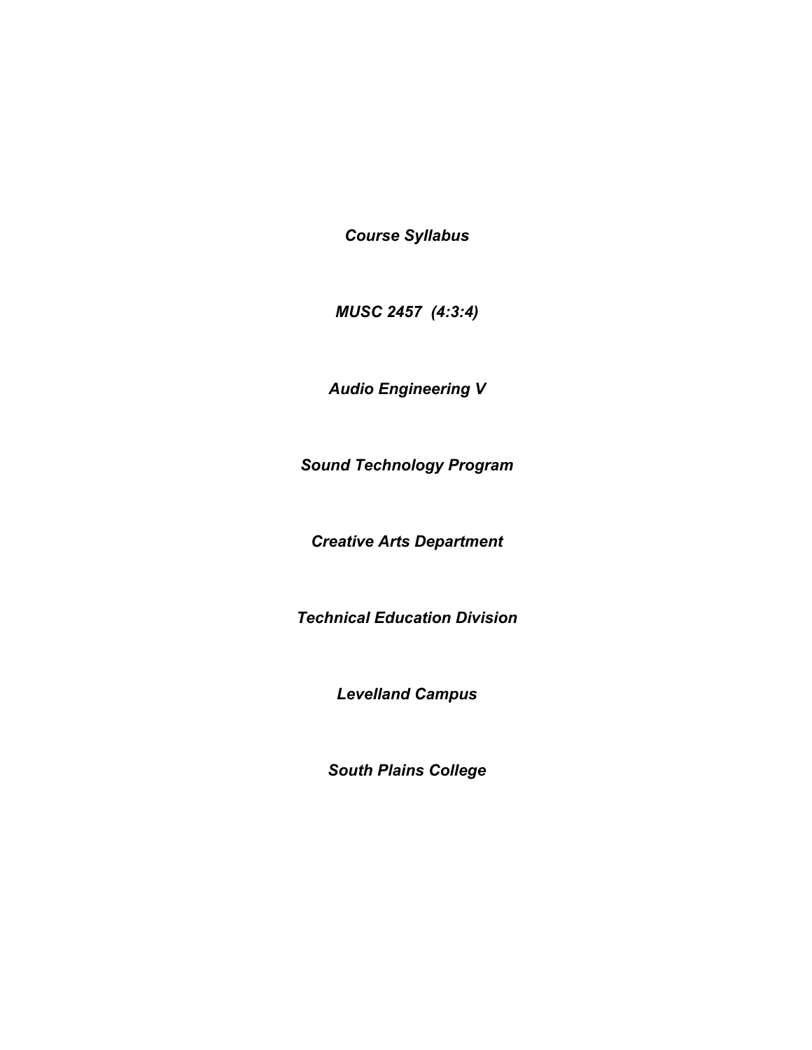*Course Syllabus*

*MUSC 2457 (4:3:4)*

*Audio Engineering V*

*Sound Technology Program*

*Creative Arts Department*

*Technical Education Division*

*Levelland Campus*

*South Plains College*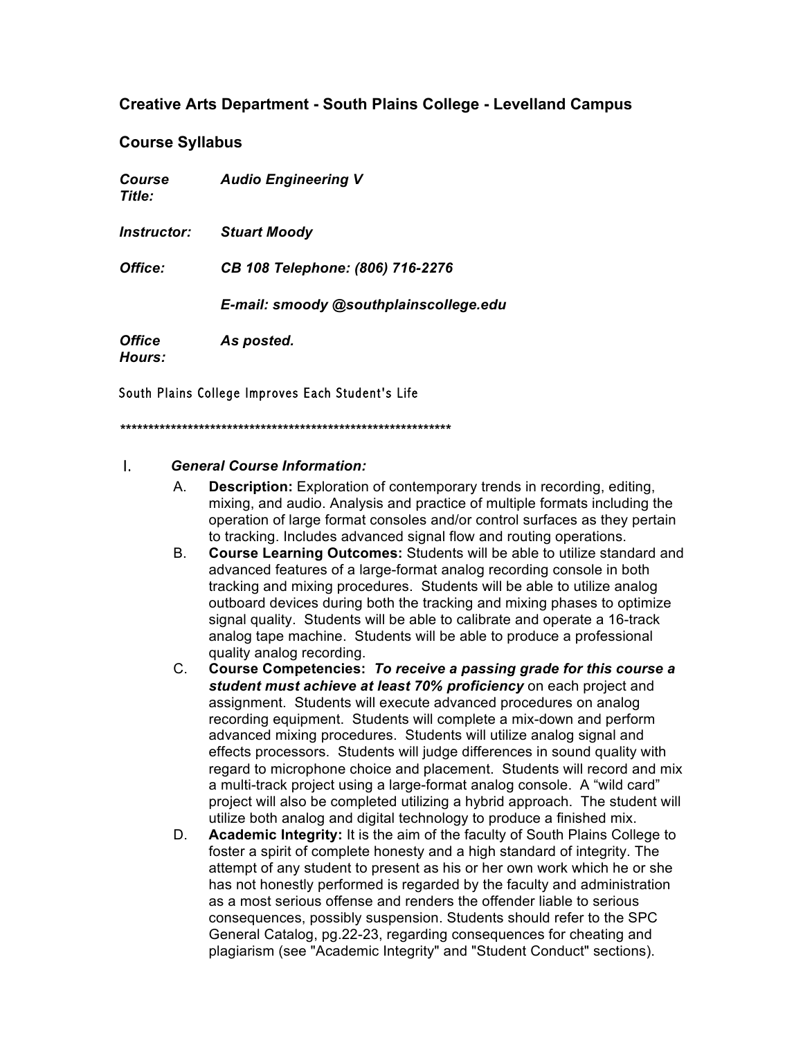## Creative Arts Department - South Plains College - Levelland Campus

## Course Syllabus

***Course Title:*** ***Audio Engineering V***

***Instructor:*** ***Stuart Moody***

***Office:*** ***CB 108 Telephone: (806) 716-2276***

***E-mail: smoody @southplainscollege.edu***

***Office Hours:*** ***As posted.***

South Plains College Improves Each Student's Life

************************************************************

I. ***General Course Information:***

A. **Description:** Exploration of contemporary trends in recording, editing, mixing, and audio. Analysis and practice of multiple formats including the operation of large format consoles and/or control surfaces as they pertain to tracking. Includes advanced signal flow and routing operations.

B. **Course Learning Outcomes:** Students will be able to utilize standard and advanced features of a large-format analog recording console in both tracking and mixing procedures. Students will be able to utilize analog outboard devices during both the tracking and mixing phases to optimize signal quality. Students will be able to calibrate and operate a 16-track analog tape machine. Students will be able to produce a professional quality analog recording.

C. **Course Competencies:** ***To receive a passing grade for this course a student must achieve at least 70% proficiency*** on each project and assignment. Students will execute advanced procedures on analog recording equipment. Students will complete a mix-down and perform advanced mixing procedures. Students will utilize analog signal and effects processors. Students will judge differences in sound quality with regard to microphone choice and placement. Students will record and mix a multi-track project using a large-format analog console. A "wild card" project will also be completed utilizing a hybrid approach. The student will utilize both analog and digital technology to produce a finished mix.

D. **Academic Integrity:** It is the aim of the faculty of South Plains College to foster a spirit of complete honesty and a high standard of integrity. The attempt of any student to present as his or her own work which he or she has not honestly performed is regarded by the faculty and administration as a most serious offense and renders the offender liable to serious consequences, possibly suspension. Students should refer to the SPC General Catalog, pg.22-23, regarding consequences for cheating and plagiarism (see "Academic Integrity" and "Student Conduct" sections).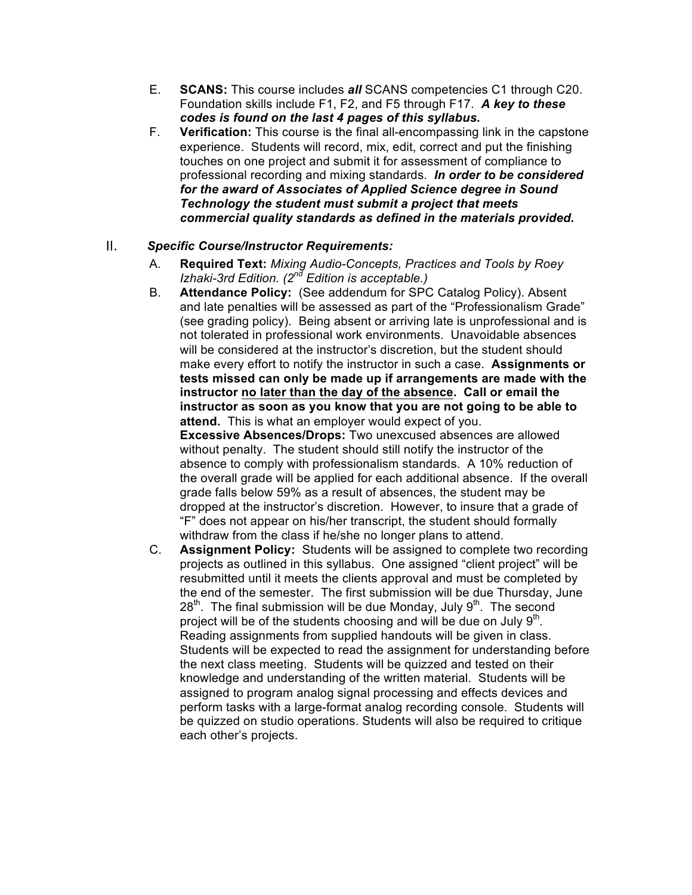E. **SCANS:** This course includes ***all*** SCANS competencies C1 through C20. Foundation skills include F1, F2, and F5 through F17. ***A key to these codes is found on the last 4 pages of this syllabus.***

F. **Verification:** This course is the final all-encompassing link in the capstone experience. Students will record, mix, edit, correct and put the finishing touches on one project and submit it for assessment of compliance to professional recording and mixing standards. ***In order to be considered for the award of Associates of Applied Science degree in Sound Technology the student must submit a project that meets commercial quality standards as defined in the materials provided.***

## II. *Specific Course/Instructor Requirements:*

A. **Required Text:** *Mixing Audio-Concepts, Practices and Tools by Roey Izhaki-3rd Edition. (2nd Edition is acceptable.)*

B. **Attendance Policy:** (See addendum for SPC Catalog Policy). Absent and late penalties will be assessed as part of the "Professionalism Grade" (see grading policy). Being absent or arriving late is unprofessional and is not tolerated in professional work environments. Unavoidable absences will be considered at the instructor's discretion, but the student should make every effort to notify the instructor in such a case. **Assignments or tests missed can only be made up if arrangements are made with the instructor <u>no later than the day of the absence</u>. Call or email the instructor as soon as you know that you are not going to be able to attend.** This is what an employer would expect of you.
**Excessive Absences/Drops:** Two unexcused absences are allowed without penalty. The student should still notify the instructor of the absence to comply with professionalism standards. A 10% reduction of the overall grade will be applied for each additional absence. If the overall grade falls below 59% as a result of absences, the student may be dropped at the instructor's discretion. However, to insure that a grade of "F" does not appear on his/her transcript, the student should formally withdraw from the class if he/she no longer plans to attend.

C. **Assignment Policy:** Students will be assigned to complete two recording projects as outlined in this syllabus. One assigned "client project" will be resubmitted until it meets the clients approval and must be completed by the end of the semester. The first submission will be due Thursday, June 28th. The final submission will be due Monday, July 9th. The second project will be of the students choosing and will be due on July 9th. Reading assignments from supplied handouts will be given in class. Students will be expected to read the assignment for understanding before the next class meeting. Students will be quizzed and tested on their knowledge and understanding of the written material. Students will be assigned to program analog signal processing and effects devices and perform tasks with a large-format analog recording console. Students will be quizzed on studio operations. Students will also be required to critique each other's projects.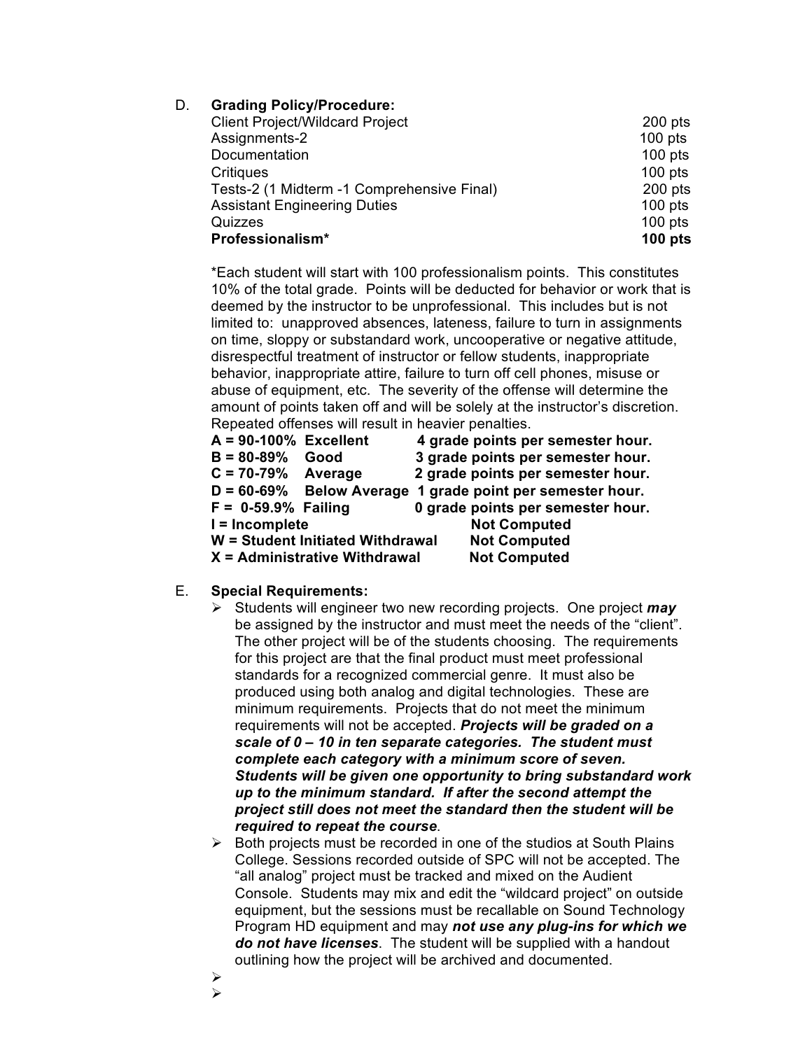D. **Grading Policy/Procedure:**

| | |
|---|---|
| Client Project/Wildcard Project | 200 pts |
| Assignments-2 | 100 pts |
| Documentation | 100 pts |
| Critiques | 100 pts |
| Tests-2 (1 Midterm -1 Comprehensive Final) | 200 pts |
| Assistant Engineering Duties | 100 pts |
| Quizzes | 100 pts |
| **Professionalism*** | **100 pts** |

*Each student will start with 100 professionalism points. This constitutes 10% of the total grade. Points will be deducted for behavior or work that is deemed by the instructor to be unprofessional. This includes but is not limited to: unapproved absences, lateness, failure to turn in assignments on time, sloppy or substandard work, uncooperative or negative attitude, disrespectful treatment of instructor or fellow students, inappropriate behavior, inappropriate attire, failure to turn off cell phones, misuse or abuse of equipment, etc. The severity of the offense will determine the amount of points taken off and will be solely at the instructor's discretion. Repeated offenses will result in heavier penalties.

**A = 90-100% Excellent 4 grade points per semester hour.**
**B = 80-89% Good 3 grade points per semester hour.**
**C = 70-79% Average 2 grade points per semester hour.**
**D = 60-69% Below Average 1 grade point per semester hour.**
**F = 0-59.9% Failing 0 grade points per semester hour.**
**I = Incomplete Not Computed**
**W = Student Initiated Withdrawal Not Computed**
**X = Administrative Withdrawal Not Computed**

E. **Special Requirements:**

- Students will engineer two new recording projects. One project ***may*** be assigned by the instructor and must meet the needs of the "client". The other project will be of the students choosing. The requirements for this project are that the final product must meet professional standards for a recognized commercial genre. It must also be produced using both analog and digital technologies. These are minimum requirements. Projects that do not meet the minimum requirements will not be accepted. ***Projects will be graded on a scale of 0 – 10 in ten separate categories. The student must complete each category with a minimum score of seven. Students will be given one opportunity to bring substandard work up to the minimum standard. If after the second attempt the project still does not meet the standard then the student will be required to repeat the course***.
- Both projects must be recorded in one of the studios at South Plains College. Sessions recorded outside of SPC will not be accepted. The "all analog" project must be tracked and mixed on the Audient Console. Students may mix and edit the "wildcard project" on outside equipment, but the sessions must be recallable on Sound Technology Program HD equipment and may ***not use any plug-ins for which we do not have licenses***. The student will be supplied with a handout outlining how the project will be archived and documented.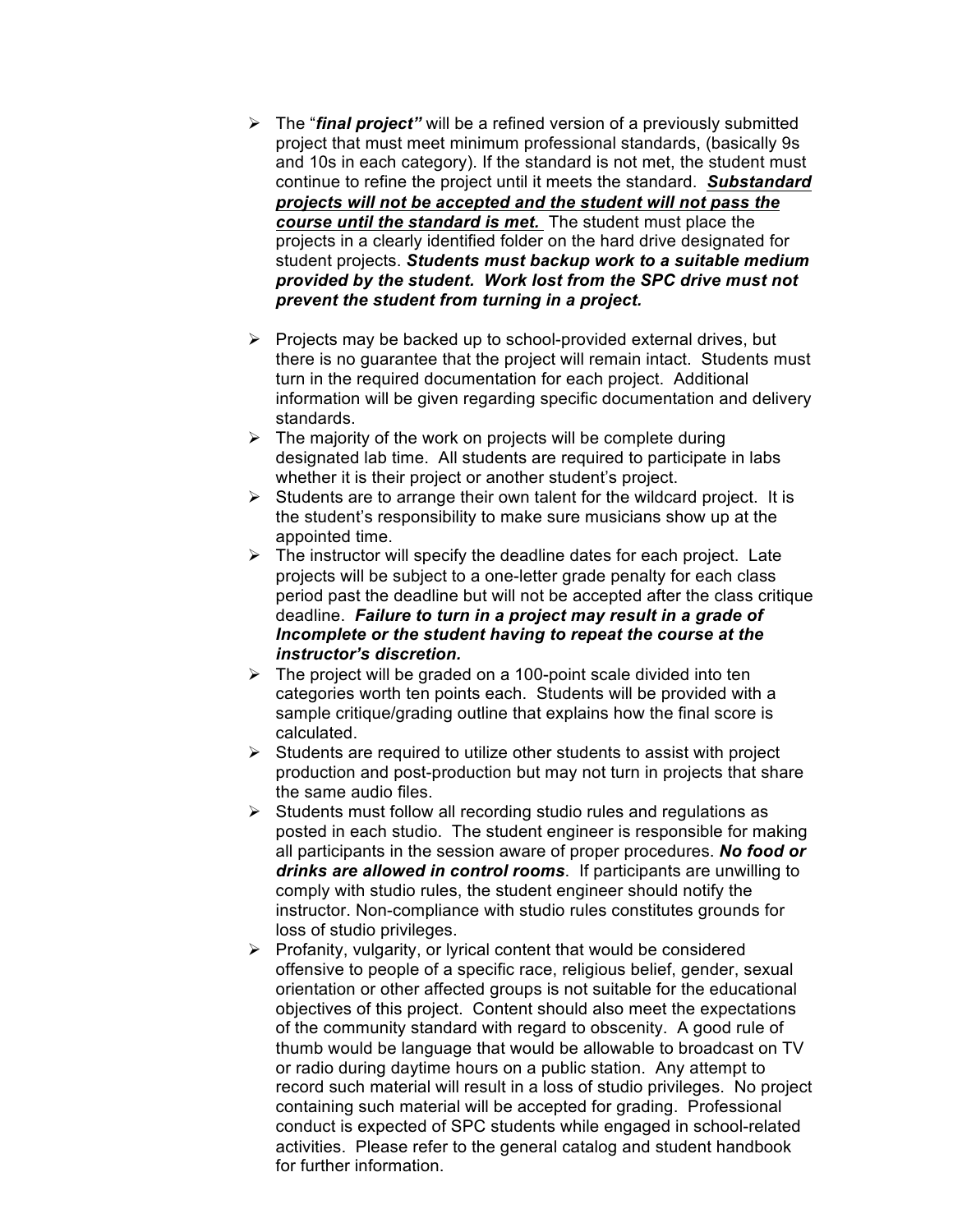- The "***final project"*** will be a refined version of a previously submitted project that must meet minimum professional standards, (basically 9s and 10s in each category). If the standard is not met, the student must continue to refine the project until it meets the standard. ***<u>Substandard projects will not be accepted and the student will not pass the course until the standard is met.</u>*** The student must place the projects in a clearly identified folder on the hard drive designated for student projects. ***Students must backup work to a suitable medium provided by the student. Work lost from the SPC drive must not prevent the student from turning in a project.***

- Projects may be backed up to school-provided external drives, but there is no guarantee that the project will remain intact. Students must turn in the required documentation for each project. Additional information will be given regarding specific documentation and delivery standards.
- The majority of the work on projects will be complete during designated lab time. All students are required to participate in labs whether it is their project or another student's project.
- Students are to arrange their own talent for the wildcard project. It is the student's responsibility to make sure musicians show up at the appointed time.
- The instructor will specify the deadline dates for each project. Late projects will be subject to a one-letter grade penalty for each class period past the deadline but will not be accepted after the class critique deadline. ***Failure to turn in a project may result in a grade of Incomplete or the student having to repeat the course at the instructor's discretion.***
- The project will be graded on a 100-point scale divided into ten categories worth ten points each. Students will be provided with a sample critique/grading outline that explains how the final score is calculated.
- Students are required to utilize other students to assist with project production and post-production but may not turn in projects that share the same audio files.
- Students must follow all recording studio rules and regulations as posted in each studio. The student engineer is responsible for making all participants in the session aware of proper procedures. ***No food or drinks are allowed in control rooms***. If participants are unwilling to comply with studio rules, the student engineer should notify the instructor. Non-compliance with studio rules constitutes grounds for loss of studio privileges.
- Profanity, vulgarity, or lyrical content that would be considered offensive to people of a specific race, religious belief, gender, sexual orientation or other affected groups is not suitable for the educational objectives of this project. Content should also meet the expectations of the community standard with regard to obscenity. A good rule of thumb would be language that would be allowable to broadcast on TV or radio during daytime hours on a public station. Any attempt to record such material will result in a loss of studio privileges. No project containing such material will be accepted for grading. Professional conduct is expected of SPC students while engaged in school-related activities. Please refer to the general catalog and student handbook for further information.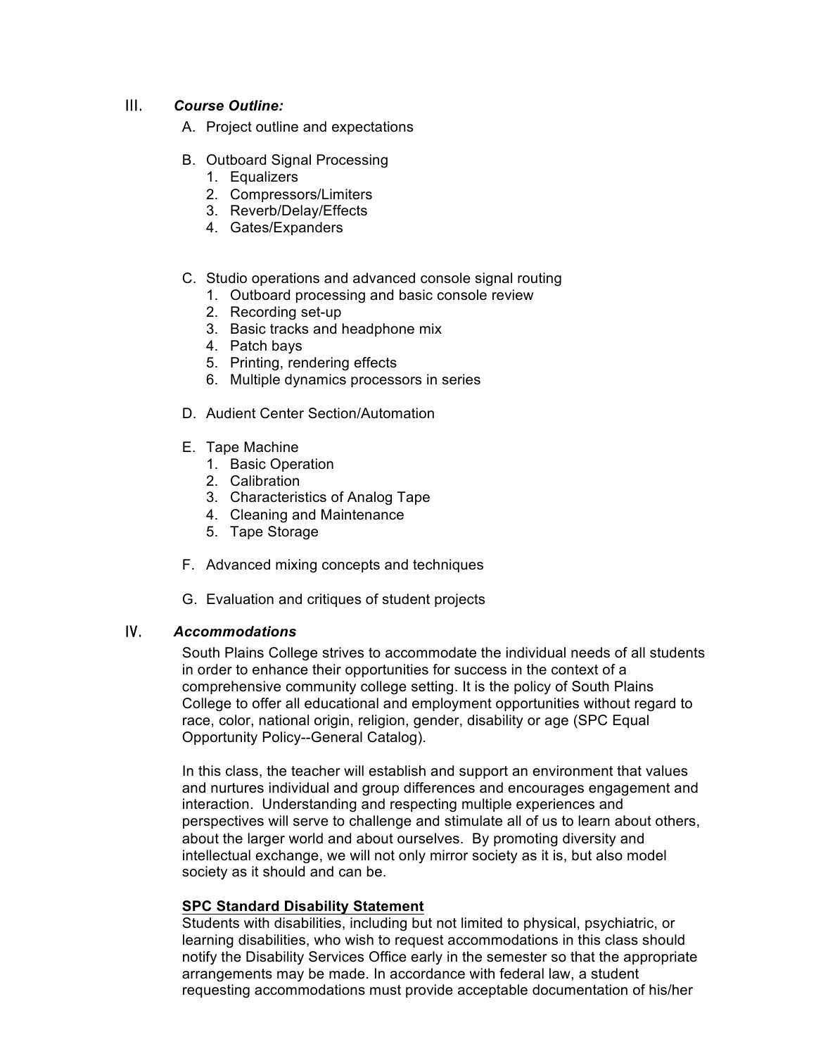## III. *Course Outline:*

A. Project outline and expectations

B. Outboard Signal Processing
   1. Equalizers
   2. Compressors/Limiters
   3. Reverb/Delay/Effects
   4. Gates/Expanders

C. Studio operations and advanced console signal routing
   1. Outboard processing and basic console review
   2. Recording set-up
   3. Basic tracks and headphone mix
   4. Patch bays
   5. Printing, rendering effects
   6. Multiple dynamics processors in series

D. Audient Center Section/Automation

E. Tape Machine
   1. Basic Operation
   2. Calibration
   3. Characteristics of Analog Tape
   4. Cleaning and Maintenance
   5. Tape Storage

F. Advanced mixing concepts and techniques

G. Evaluation and critiques of student projects

## IV. *Accommodations*

South Plains College strives to accommodate the individual needs of all students in order to enhance their opportunities for success in the context of a comprehensive community college setting. It is the policy of South Plains College to offer all educational and employment opportunities without regard to race, color, national origin, religion, gender, disability or age (SPC Equal Opportunity Policy--General Catalog).

In this class, the teacher will establish and support an environment that values and nurtures individual and group differences and encourages engagement and interaction. Understanding and respecting multiple experiences and perspectives will serve to challenge and stimulate all of us to learn about others, about the larger world and about ourselves. By promoting diversity and intellectual exchange, we will not only mirror society as it is, but also model society as it should and can be.

**SPC Standard Disability Statement**

Students with disabilities, including but not limited to physical, psychiatric, or learning disabilities, who wish to request accommodations in this class should notify the Disability Services Office early in the semester so that the appropriate arrangements may be made. In accordance with federal law, a student requesting accommodations must provide acceptable documentation of his/her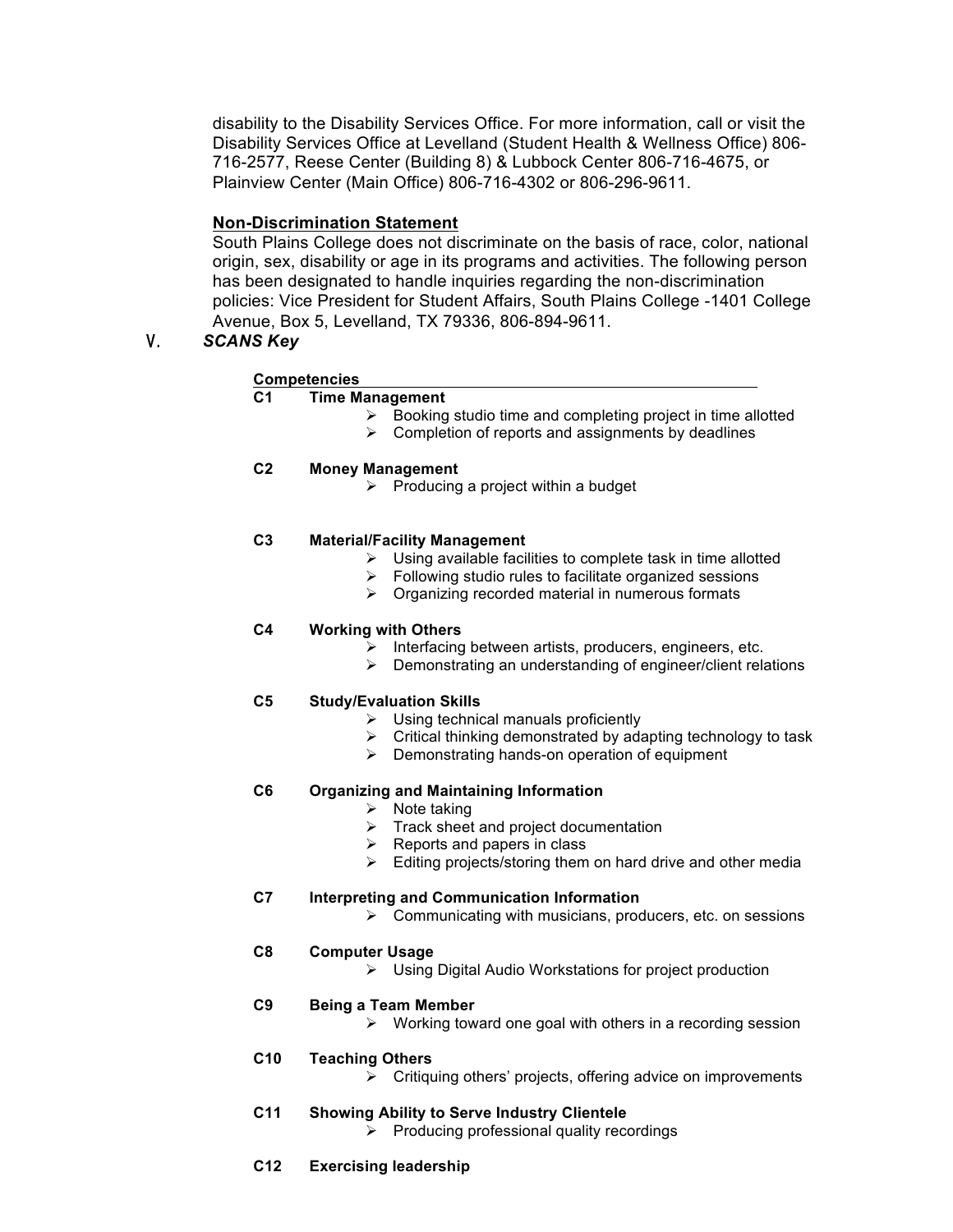disability to the Disability Services Office. For more information, call or visit the Disability Services Office at Levelland (Student Health & Wellness Office) 806-716-2577, Reese Center (Building 8) & Lubbock Center 806-716-4675, or Plainview Center (Main Office) 806-716-4302 or 806-296-9611.

**Non-Discrimination Statement**

South Plains College does not discriminate on the basis of race, color, national origin, sex, disability or age in its programs and activities. The following person has been designated to handle inquiries regarding the non-discrimination policies: Vice President for Student Affairs, South Plains College -1401 College Avenue, Box 5, Levelland, TX 79336, 806-894-9611.

## V. *SCANS Key*

**Competencies**

**C1 Time Management**
- Booking studio time and completing project in time allotted
- Completion of reports and assignments by deadlines

**C2 Money Management**
- Producing a project within a budget

**C3 Material/Facility Management**
- Using available facilities to complete task in time allotted
- Following studio rules to facilitate organized sessions
- Organizing recorded material in numerous formats

**C4 Working with Others**
- Interfacing between artists, producers, engineers, etc.
- Demonstrating an understanding of engineer/client relations

**C5 Study/Evaluation Skills**
- Using technical manuals proficiently
- Critical thinking demonstrated by adapting technology to task
- Demonstrating hands-on operation of equipment

**C6 Organizing and Maintaining Information**
- Note taking
- Track sheet and project documentation
- Reports and papers in class
- Editing projects/storing them on hard drive and other media

**C7 Interpreting and Communication Information**
- Communicating with musicians, producers, etc. on sessions

**C8 Computer Usage**
- Using Digital Audio Workstations for project production

**C9 Being a Team Member**
- Working toward one goal with others in a recording session

**C10 Teaching Others**
- Critiquing others' projects, offering advice on improvements

**C11 Showing Ability to Serve Industry Clientele**
- Producing professional quality recordings

**C12 Exercising leadership**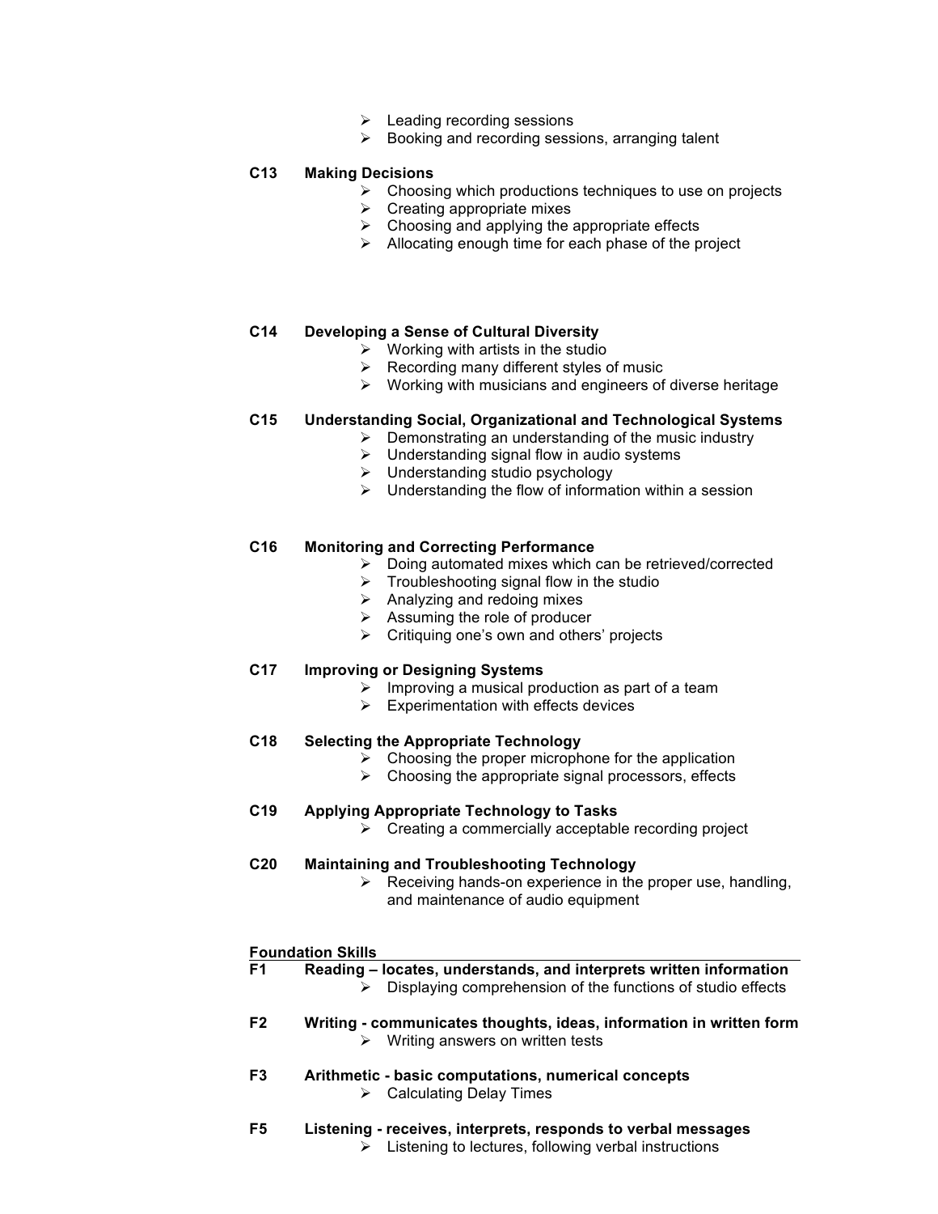- Leading recording sessions
- Booking and recording sessions, arranging talent

**C13 Making Decisions**

- Choosing which productions techniques to use on projects
- Creating appropriate mixes
- Choosing and applying the appropriate effects
- Allocating enough time for each phase of the project

**C14 Developing a Sense of Cultural Diversity**

- Working with artists in the studio
- Recording many different styles of music
- Working with musicians and engineers of diverse heritage

**C15 Understanding Social, Organizational and Technological Systems**

- Demonstrating an understanding of the music industry
- Understanding signal flow in audio systems
- Understanding studio psychology
- Understanding the flow of information within a session

**C16 Monitoring and Correcting Performance**

- Doing automated mixes which can be retrieved/corrected
- Troubleshooting signal flow in the studio
- Analyzing and redoing mixes
- Assuming the role of producer
- Critiquing one's own and others' projects

**C17 Improving or Designing Systems**

- Improving a musical production as part of a team
- Experimentation with effects devices

**C18 Selecting the Appropriate Technology**

- Choosing the proper microphone for the application
- Choosing the appropriate signal processors, effects

**C19 Applying Appropriate Technology to Tasks**

- Creating a commercially acceptable recording project

**C20 Maintaining and Troubleshooting Technology**

- Receiving hands-on experience in the proper use, handling, and maintenance of audio equipment

**Foundation Skills**

**F1 Reading – locates, understands, and interprets written information**

- Displaying comprehension of the functions of studio effects

**F2 Writing - communicates thoughts, ideas, information in written form**

- Writing answers on written tests

**F3 Arithmetic - basic computations, numerical concepts**

- Calculating Delay Times

**F5 Listening - receives, interprets, responds to verbal messages**

- Listening to lectures, following verbal instructions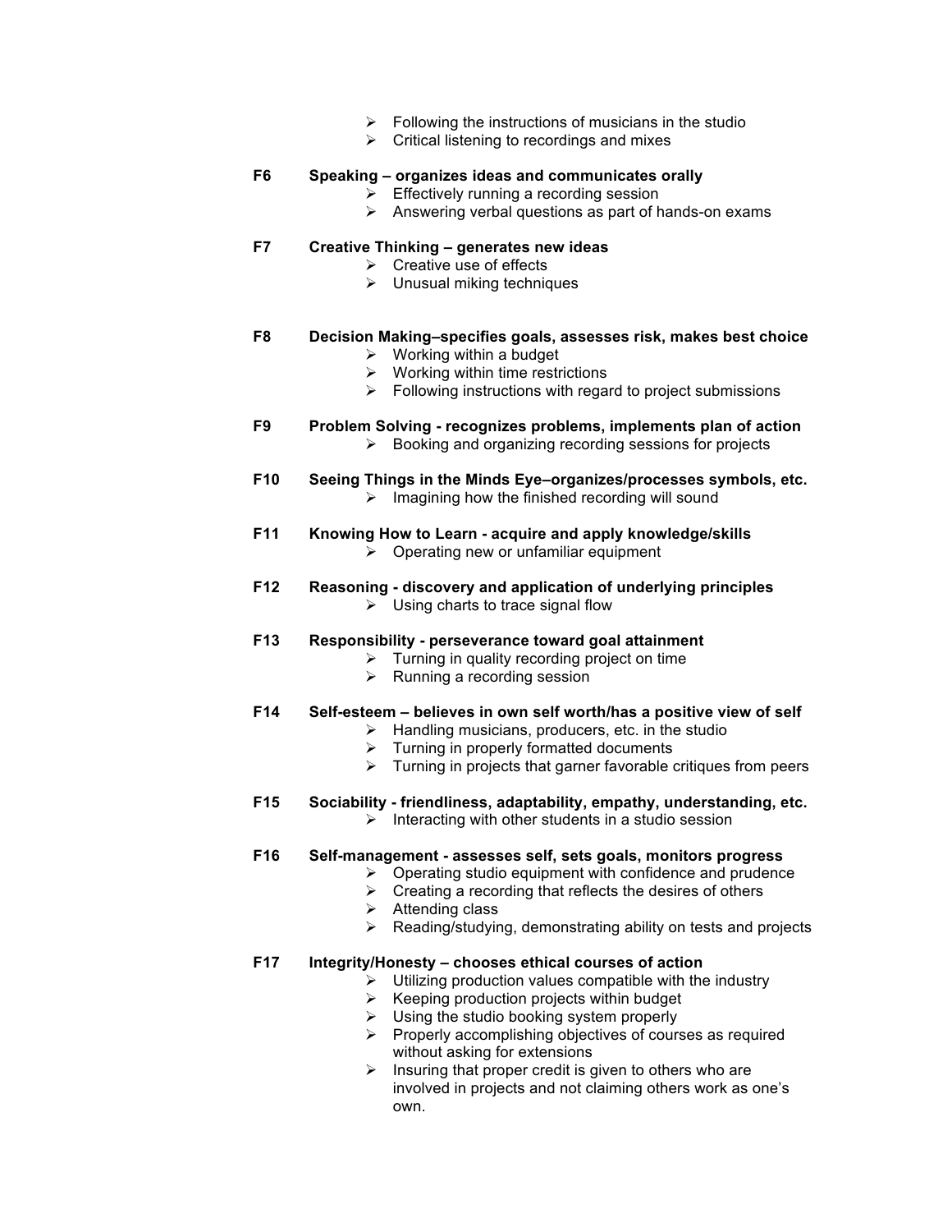- Following the instructions of musicians in the studio
- Critical listening to recordings and mixes

**F6 Speaking – organizes ideas and communicates orally**

- Effectively running a recording session
- Answering verbal questions as part of hands-on exams

**F7 Creative Thinking – generates new ideas**

- Creative use of effects
- Unusual miking techniques

**F8 Decision Making–specifies goals, assesses risk, makes best choice**

- Working within a budget
- Working within time restrictions
- Following instructions with regard to project submissions

**F9 Problem Solving - recognizes problems, implements plan of action**

- Booking and organizing recording sessions for projects

**F10 Seeing Things in the Minds Eye–organizes/processes symbols, etc.**

- Imagining how the finished recording will sound

**F11 Knowing How to Learn - acquire and apply knowledge/skills**

- Operating new or unfamiliar equipment

**F12 Reasoning - discovery and application of underlying principles**

- Using charts to trace signal flow

**F13 Responsibility - perseverance toward goal attainment**

- Turning in quality recording project on time
- Running a recording session

**F14 Self-esteem – believes in own self worth/has a positive view of self**

- Handling musicians, producers, etc. in the studio
- Turning in properly formatted documents
- Turning in projects that garner favorable critiques from peers

**F15 Sociability - friendliness, adaptability, empathy, understanding, etc.**

- Interacting with other students in a studio session

**F16 Self-management - assesses self, sets goals, monitors progress**

- Operating studio equipment with confidence and prudence
- Creating a recording that reflects the desires of others
- Attending class
- Reading/studying, demonstrating ability on tests and projects

**F17 Integrity/Honesty – chooses ethical courses of action**

- Utilizing production values compatible with the industry
- Keeping production projects within budget
- Using the studio booking system properly
- Properly accomplishing objectives of courses as required without asking for extensions
- Insuring that proper credit is given to others who are involved in projects and not claiming others work as one's own.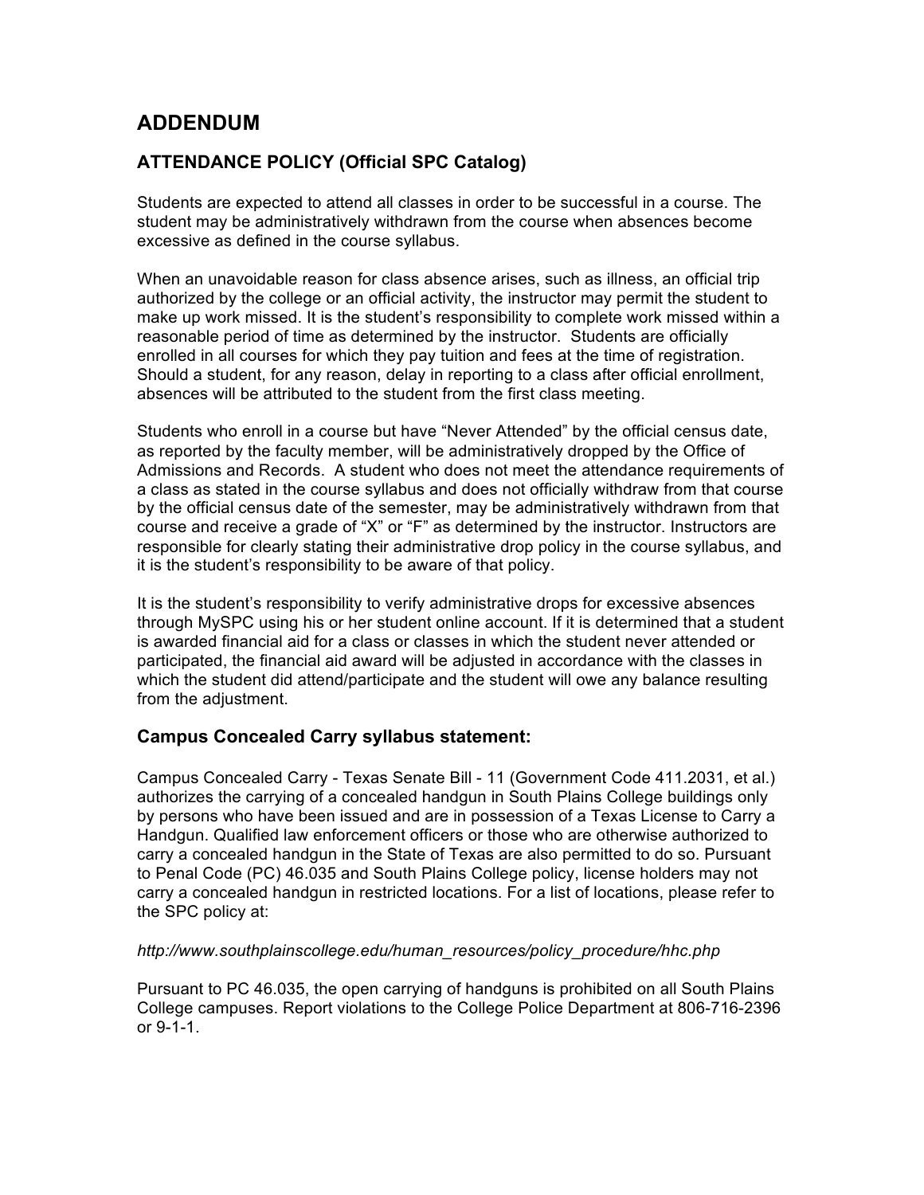# ADDENDUM

## ATTENDANCE POLICY (Official SPC Catalog)

Students are expected to attend all classes in order to be successful in a course. The student may be administratively withdrawn from the course when absences become excessive as defined in the course syllabus.

When an unavoidable reason for class absence arises, such as illness, an official trip authorized by the college or an official activity, the instructor may permit the student to make up work missed. It is the student's responsibility to complete work missed within a reasonable period of time as determined by the instructor. Students are officially enrolled in all courses for which they pay tuition and fees at the time of registration. Should a student, for any reason, delay in reporting to a class after official enrollment, absences will be attributed to the student from the first class meeting.

Students who enroll in a course but have "Never Attended" by the official census date, as reported by the faculty member, will be administratively dropped by the Office of Admissions and Records. A student who does not meet the attendance requirements of a class as stated in the course syllabus and does not officially withdraw from that course by the official census date of the semester, may be administratively withdrawn from that course and receive a grade of "X" or "F" as determined by the instructor. Instructors are responsible for clearly stating their administrative drop policy in the course syllabus, and it is the student's responsibility to be aware of that policy.

It is the student's responsibility to verify administrative drops for excessive absences through MySPC using his or her student online account. If it is determined that a student is awarded financial aid for a class or classes in which the student never attended or participated, the financial aid award will be adjusted in accordance with the classes in which the student did attend/participate and the student will owe any balance resulting from the adjustment.

### Campus Concealed Carry syllabus statement:

Campus Concealed Carry - Texas Senate Bill - 11 (Government Code 411.2031, et al.) authorizes the carrying of a concealed handgun in South Plains College buildings only by persons who have been issued and are in possession of a Texas License to Carry a Handgun. Qualified law enforcement officers or those who are otherwise authorized to carry a concealed handgun in the State of Texas are also permitted to do so. Pursuant to Penal Code (PC) 46.035 and South Plains College policy, license holders may not carry a concealed handgun in restricted locations. For a list of locations, please refer to the SPC policy at:

*http://www.southplainscollege.edu/human_resources/policy_procedure/hhc.php*

Pursuant to PC 46.035, the open carrying of handguns is prohibited on all South Plains College campuses. Report violations to the College Police Department at 806-716-2396 or 9-1-1.